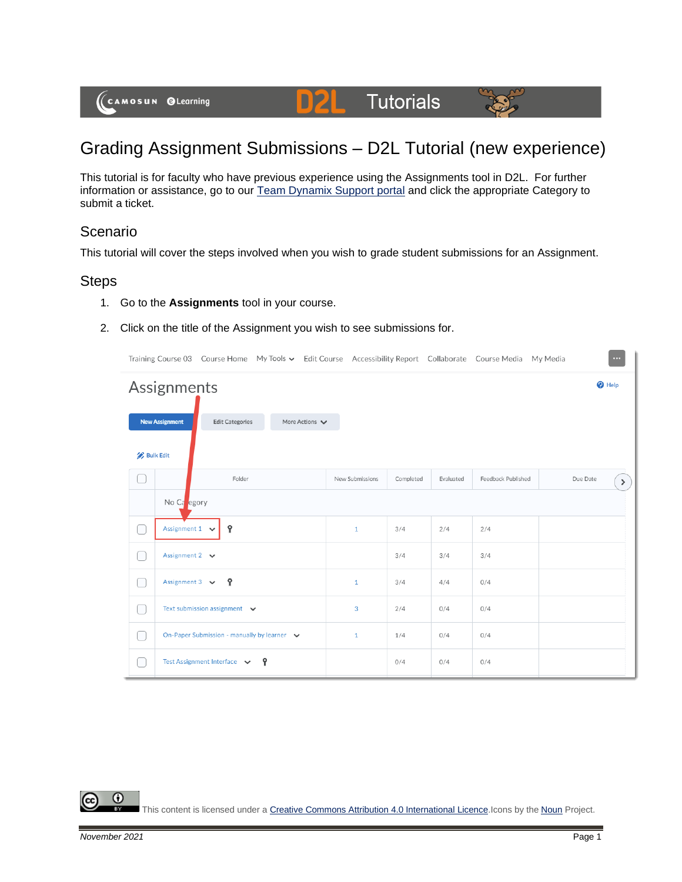# Grading Assignment Submissions – D2L Tutorial (new experience)

This tutorial is for faculty who have previous experience using the Assignments tool in D2L. For further information or assistance, go to our Team Dynamix Support portal and click the appropriate Category to submit a ticket.

## Scenario

This tutorial will cover the steps involved when you wish to grade student submissions for an Assignment.

## Steps

1. Go to the **Assignments** tool in your course.
2. Click on the title of the Assignment you wish to see submissions for.

This content is licensed under a Creative Commons Attribution 4.0 International Licence. Icons by the Noun Project.

*November 2021*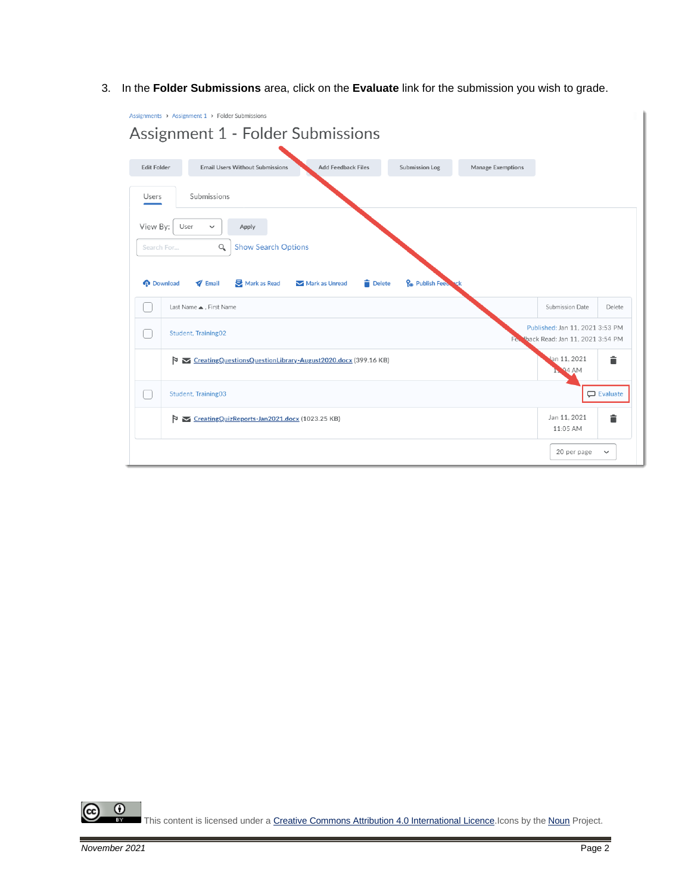3. In the **Folder Submissions** area, click on the **Evaluate** link for the submission you wish to grade.

This content is licensed under a Creative Commons Attribution 4.0 International Licence. Icons by the Noun Project.

*November 2021*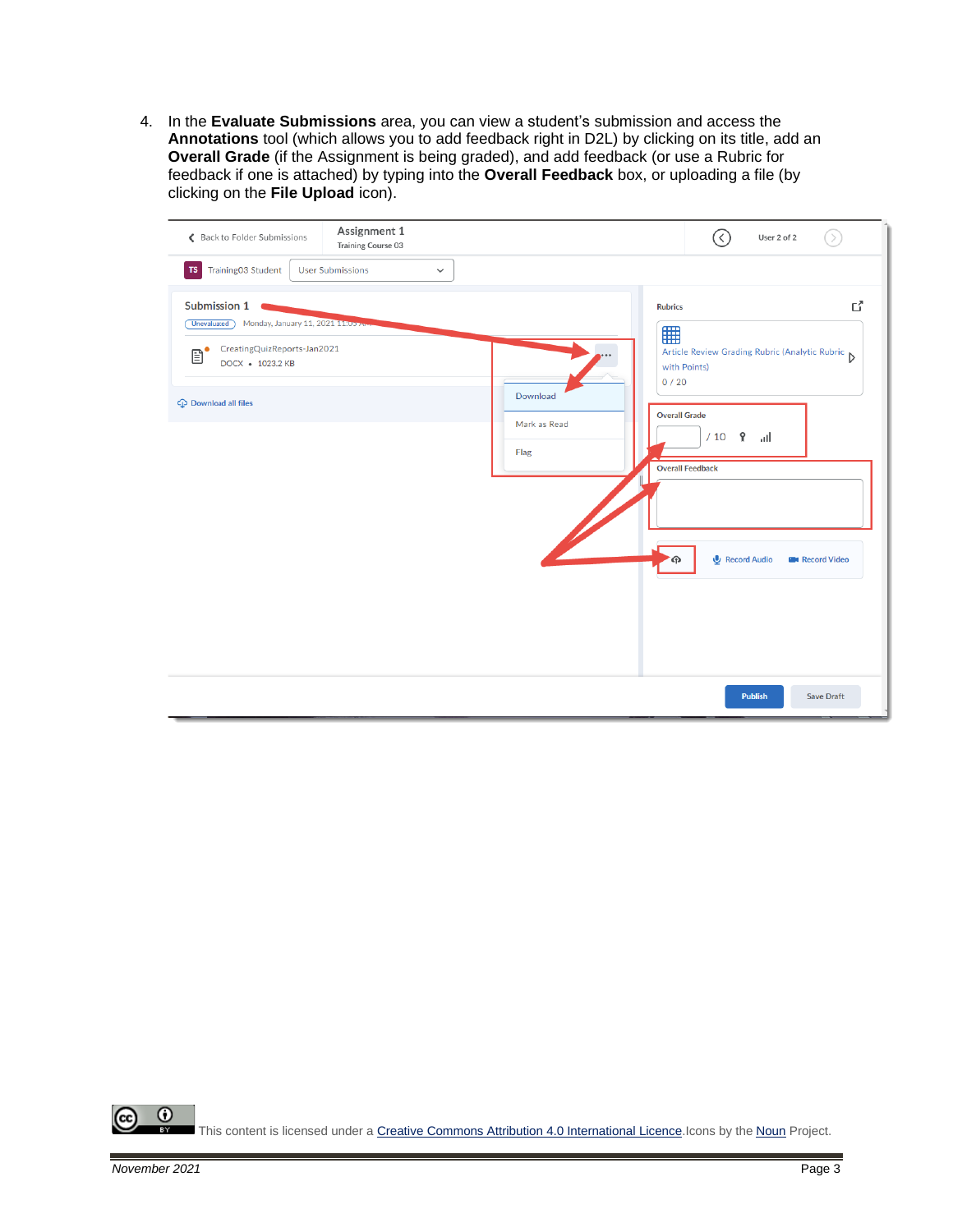4. In the **Evaluate Submissions** area, you can view a student's submission and access the **Annotations** tool (which allows you to add feedback right in D2L) by clicking on its title, add an **Overall Grade** (if the Assignment is being graded), and add feedback (or use a Rubric for feedback if one is attached) by typing into the **Overall Feedback** box, or uploading a file (by clicking on the **File Upload** icon).

This content is licensed under a Creative Commons Attribution 4.0 International Licence. Icons by the Noun Project.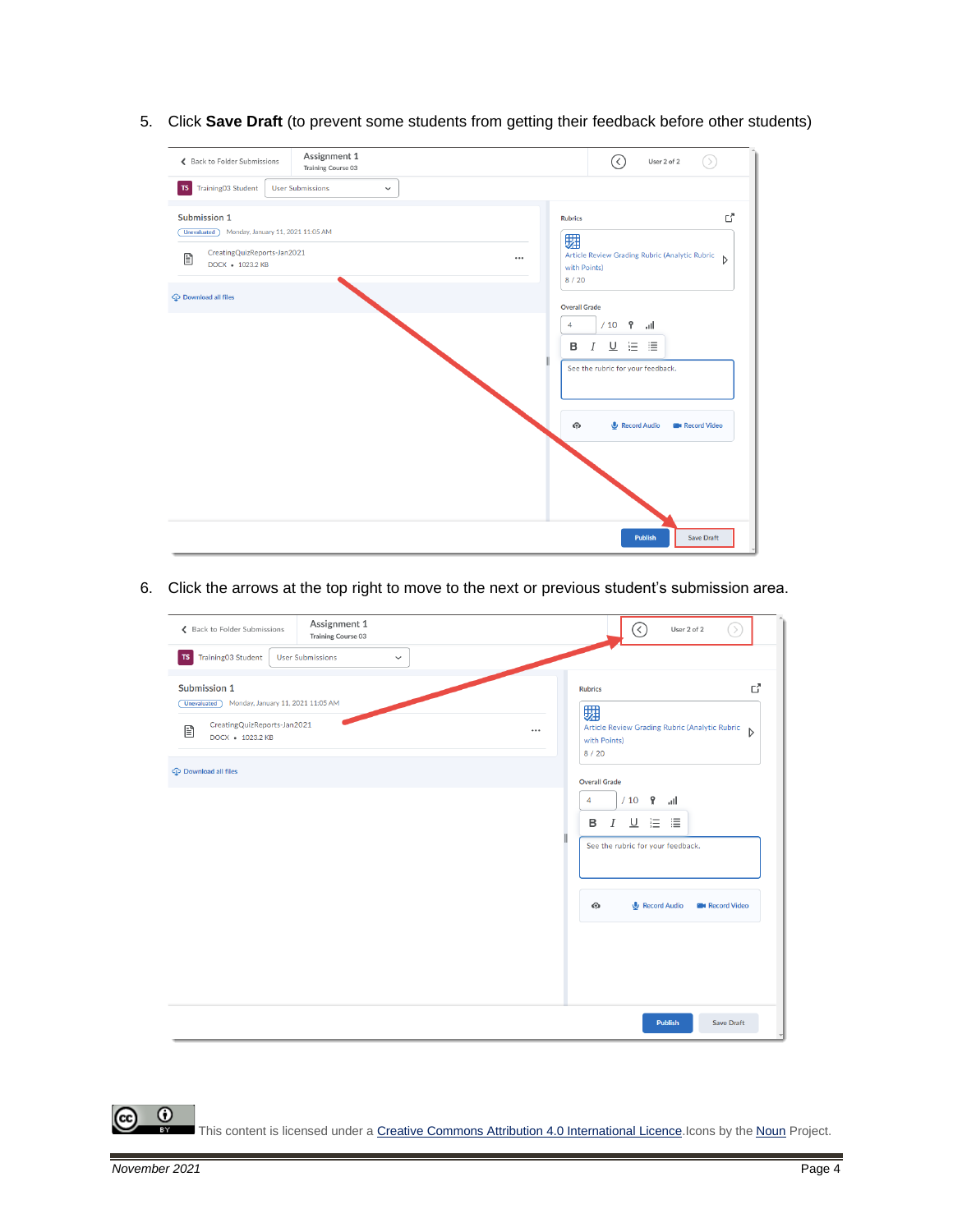5. Click **Save Draft** (to prevent some students from getting their feedback before other students)

6. Click the arrows at the top right to move to the next or previous student's submission area.

This content is licensed under a Creative Commons Attribution 4.0 International Licence.Icons by the Noun Project.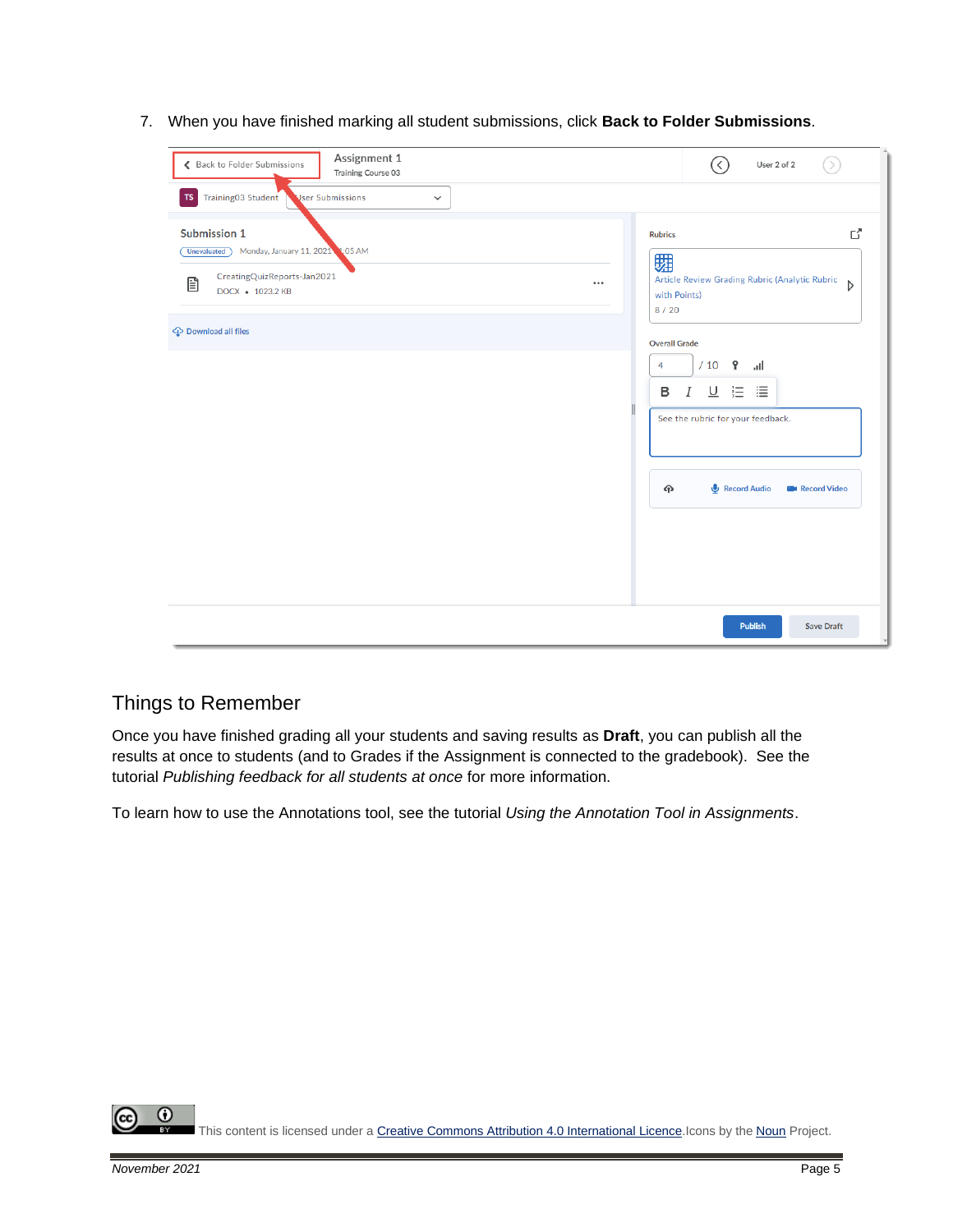7. When you have finished marking all student submissions, click **Back to Folder Submissions**.

## Things to Remember

Once you have finished grading all your students and saving results as **Draft**, you can publish all the results at once to students (and to Grades if the Assignment is connected to the gradebook). See the tutorial *Publishing feedback for all students at once* for more information.

To learn how to use the Annotations tool, see the tutorial *Using the Annotation Tool in Assignments*.

This content is licensed under a Creative Commons Attribution 4.0 International Licence. Icons by the Noun Project.